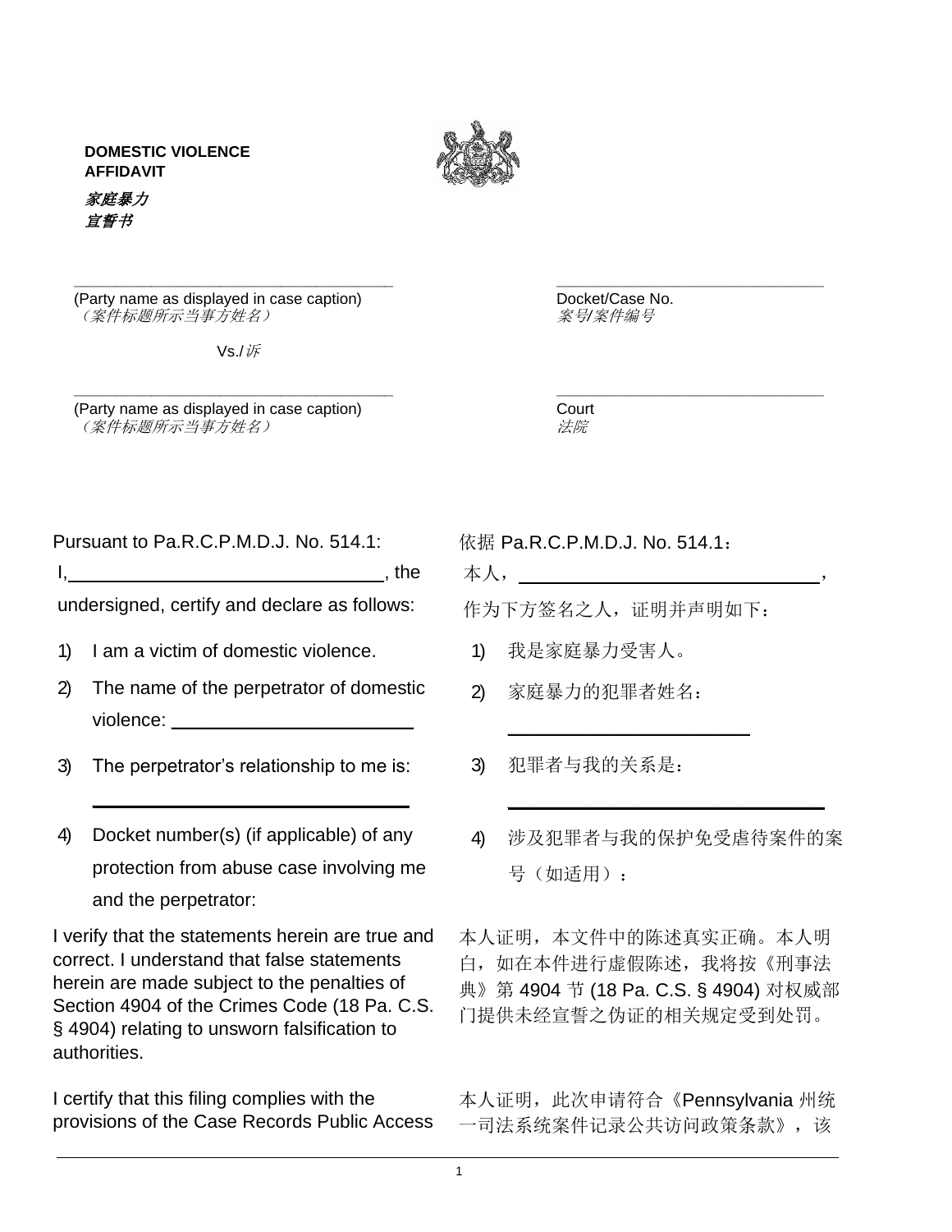**DOMESTIC VIOLENCE AFFIDAVIT**

***家庭暴力宣誓书***

\_\_\_\_\_\_\_\_\_\_\_\_\_\_\_\_\_\_\_\_\_\_\_\_\_\_\_\_\_\_\_\_\_\_\_\_
(Party name as displayed in case caption)
*（案件标题所示当事方姓名）*

Vs./*诉*

\_\_\_\_\_\_\_\_\_\_\_\_\_\_\_\_\_\_\_\_\_\_\_\_\_\_\_\_\_\_\_\_\_\_\_\_
(Party name as displayed in case caption)
*（案件标题所示当事方姓名）*

\_\_\_\_\_\_\_\_\_\_\_\_\_\_\_\_\_\_\_\_\_\_\_\_\_\_\_\_\_\_
Docket/Case No.
*案号/案件编号*

\_\_\_\_\_\_\_\_\_\_\_\_\_\_\_\_\_\_\_\_\_\_\_\_\_\_\_\_\_\_
Court
*法院*

Pursuant to Pa.R.C.P.M.D.J. No. 514.1:

I,\_\_\_\_\_\_\_\_\_\_\_\_\_\_\_\_\_\_\_\_\_\_\_\_\_\_\_\_\_\_, the undersigned, certify and declare as follows:

1) I am a victim of domestic violence.
2) The name of the perpetrator of domestic violence: \_\_\_\_\_\_\_\_\_\_\_\_\_\_\_\_\_\_\_\_\_\_\_\_
3) The perpetrator's relationship to me is: \_\_\_\_\_\_\_\_\_\_\_\_\_\_\_\_\_\_\_\_\_\_\_\_\_\_\_\_\_\_
4) Docket number(s) (if applicable) of any protection from abuse case involving me and the perpetrator:

I verify that the statements herein are true and correct. I understand that false statements herein are made subject to the penalties of Section 4904 of the Crimes Code (18 Pa. C.S. § 4904) relating to unsworn falsification to authorities.

I certify that this filing complies with the provisions of the Case Records Public Access

依据 Pa.R.C.P.M.D.J. No. 514.1：

本人，\_\_\_\_\_\_\_\_\_\_\_\_\_\_\_\_\_\_\_\_\_\_\_\_\_\_\_\_\_\_，作为下方签名之人，证明并声明如下：

1) 我是家庭暴力受害人。
2) 家庭暴力的犯罪者姓名：\_\_\_\_\_\_\_\_\_\_\_\_\_\_\_\_\_\_\_\_\_\_\_\_
3) 犯罪者与我的关系是：\_\_\_\_\_\_\_\_\_\_\_\_\_\_\_\_\_\_\_\_\_\_\_\_\_\_\_\_\_\_
4) 涉及犯罪者与我的保护免受虐待案件的案号（如适用）：

本人证明，本文件中的陈述真实正确。本人明白，如在本件进行虚假陈述，我将按《刑事法典》第 4904 节 (18 Pa. C.S. § 4904) 对权威部门提供未经宣誓之伪证的相关规定受到处罚。

本人证明，此次申请符合《Pennsylvania 州统一司法系统案件记录公共访问政策条款》，该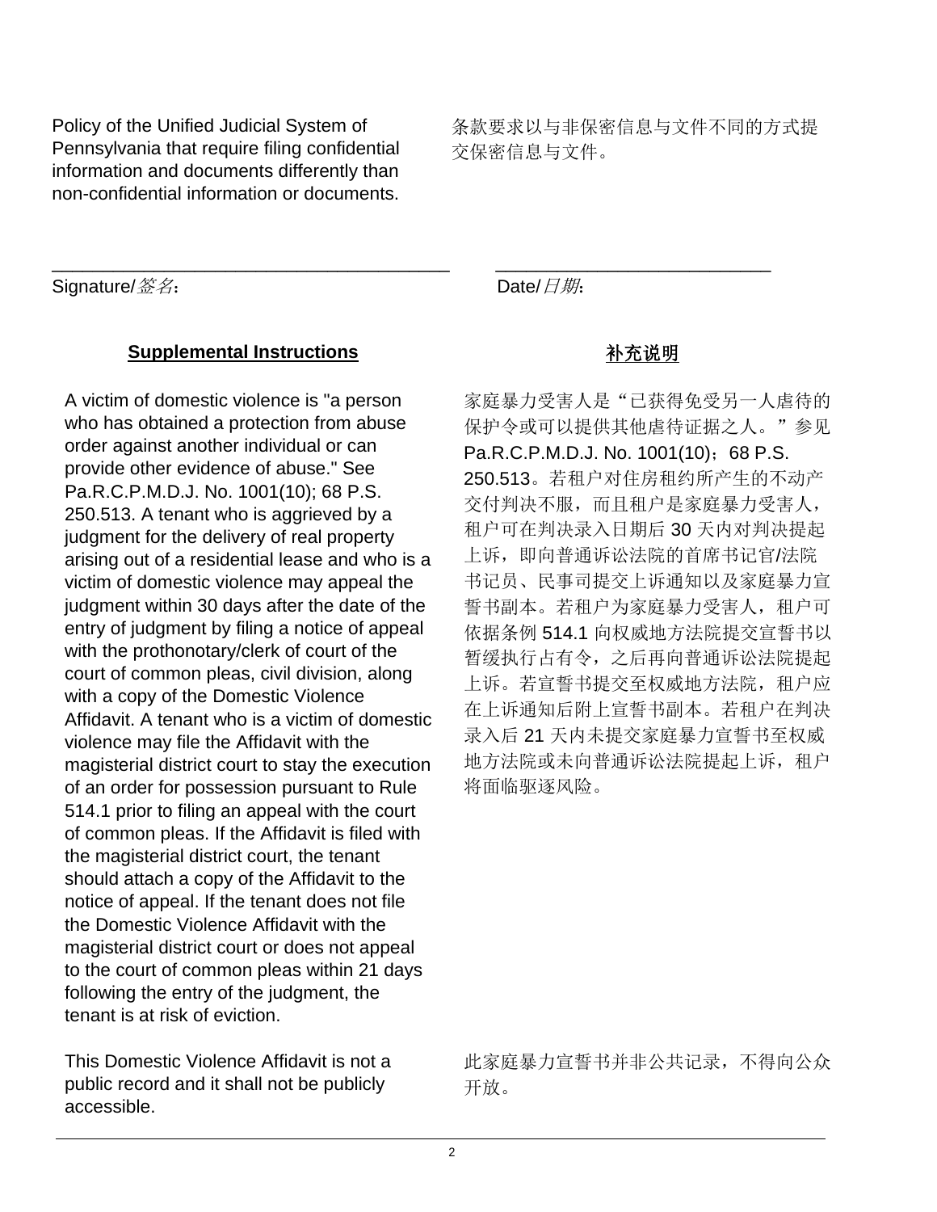Policy of the Unified Judicial System of Pennsylvania that require filing confidential information and documents differently than non-confidential information or documents.

条款要求以与非保密信息与文件不同的方式提交保密信息与文件。

\_\_\_\_\_\_\_\_\_\_\_\_\_\_\_\_\_\_\_\_\_\_\_\_\_\_\_\_\_\_\_\_\_\_\_\_\_\_ \_\_\_\_\_\_\_\_\_\_\_\_\_\_\_\_\_\_\_\_\_\_\_\_\_\_\_

Signature/*签名*: Date/*日期*:

## Supplemental Instructions

A victim of domestic violence is "a person who has obtained a protection from abuse order against another individual or can provide other evidence of abuse." See Pa.R.C.P.M.D.J. No. 1001(10); 68 P.S. 250.513. A tenant who is aggrieved by a judgment for the delivery of real property arising out of a residential lease and who is a victim of domestic violence may appeal the judgment within 30 days after the date of the entry of judgment by filing a notice of appeal with the prothonotary/clerk of court of the court of common pleas, civil division, along with a copy of the Domestic Violence Affidavit. A tenant who is a victim of domestic violence may file the Affidavit with the magisterial district court to stay the execution of an order for possession pursuant to Rule 514.1 prior to filing an appeal with the court of common pleas. If the Affidavit is filed with the magisterial district court, the tenant should attach a copy of the Affidavit to the notice of appeal. If the tenant does not file the Domestic Violence Affidavit with the magisterial district court or does not appeal to the court of common pleas within 21 days following the entry of the judgment, the tenant is at risk of eviction.

This Domestic Violence Affidavit is not a public record and it shall not be publicly accessible.

## 补充说明

家庭暴力受害人是“已获得免受另一人虐待的保护令或可以提供其他虐待证据之人。”参见 Pa.R.C.P.M.D.J. No. 1001(10)；68 P.S. 250.513。若租户对住房租约所产生的不动产交付判决不服，而且租户是家庭暴力受害人，租户可在判决录入日期后 30 天内对判决提起上诉，即向普通诉讼法院的首席书记官/法院书记员、民事司提交上诉通知以及家庭暴力宣誓书副本。若租户为家庭暴力受害人，租户可依据条例 514.1 向权威地方法院提交宣誓书以暂缓执行占有令，之后再向普通诉讼法院提起上诉。若宣誓书提交至权威地方法院，租户应在上诉通知后附上宣誓书副本。若租户在判决录入后 21 天内未提交家庭暴力宣誓书至权威地方法院或未向普通诉讼法院提起上诉，租户将面临驱逐风险。

此家庭暴力宣誓书并非公共记录，不得向公众开放。